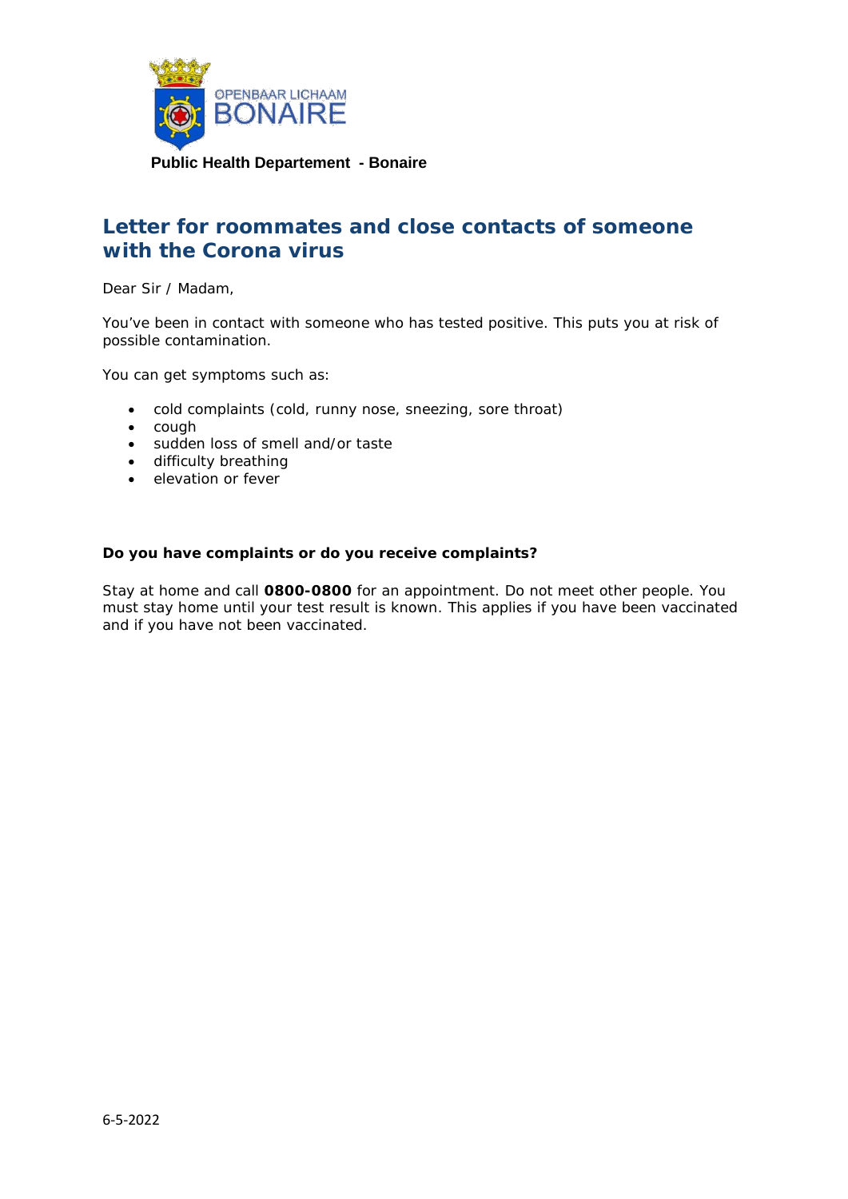OPENBAAR LICHAAM BONAIRE

**Public Health Departement - Bonaire**

# Letter for roommates and close contacts of someone with the Corona virus

Dear Sir / Madam,

You've been in contact with someone who has tested positive. This puts you at risk of possible contamination.

You can get symptoms such as:

- cold complaints (cold, runny nose, sneezing, sore throat)
- cough
- sudden loss of smell and/or taste
- difficulty breathing
- elevation or fever

**Do you have complaints or do you receive complaints?**

Stay at home and call **0800-0800** for an appointment. Do not meet other people. You must stay home until your test result is known. This applies if you have been vaccinated and if you have not been vaccinated.

6-5-2022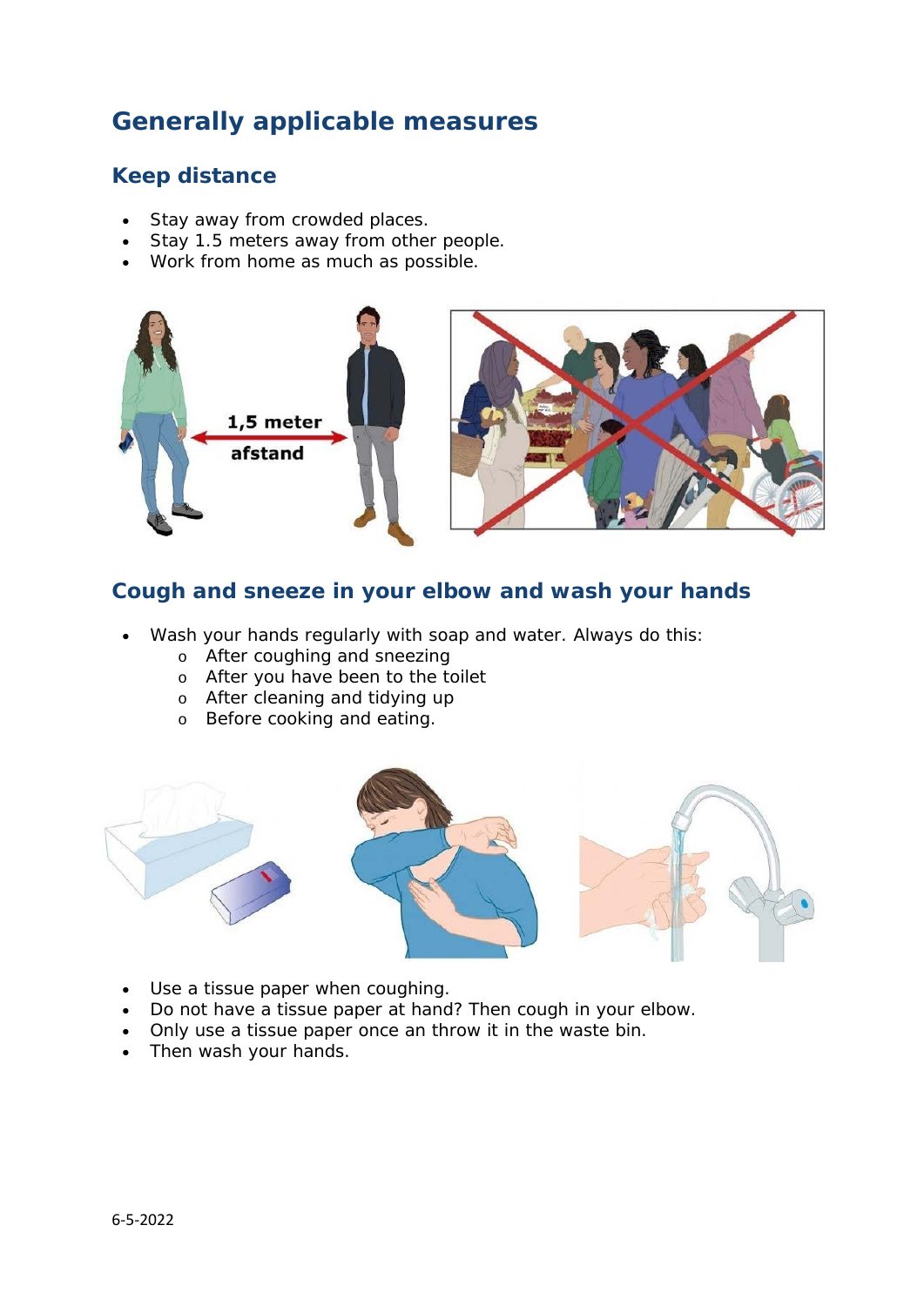# Generally applicable measures

## Keep distance

- Stay away from crowded places.
- Stay 1.5 meters away from other people.
- Work from home as much as possible.

## Cough and sneeze in your elbow and wash your hands

- Wash your hands regularly with soap and water. Always do this:
  - After coughing and sneezing
  - After you have been to the toilet
  - After cleaning and tidying up
  - Before cooking and eating.

- Use a tissue paper when coughing.
- Do not have a tissue paper at hand? Then cough in your elbow.
- Only use a tissue paper once an throw it in the waste bin.
- Then wash your hands.

6-5-2022